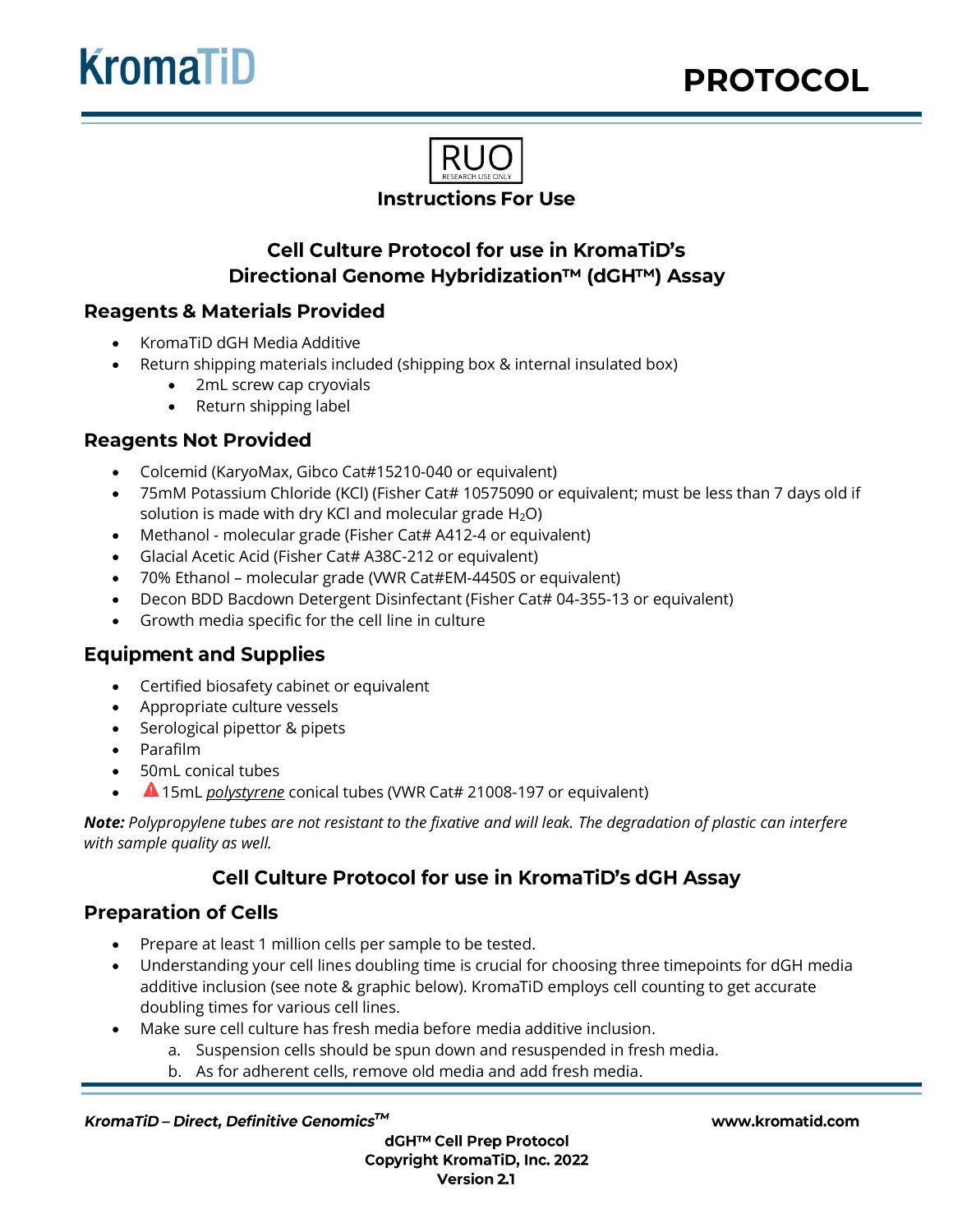# PROTOCOL

RUO
RESEARCH USE ONLY

**Instructions For Use**

## Cell Culture Protocol for use in KromaTiD's Directional Genome Hybridization™ (dGH™) Assay

### Reagents & Materials Provided

- KromaTiD dGH Media Additive
- Return shipping materials included (shipping box & internal insulated box)
  - 2mL screw cap cryovials
  - Return shipping label

### Reagents Not Provided

- Colcemid (KaryoMax, Gibco Cat#15210-040 or equivalent)
- 75mM Potassium Chloride (KCl) (Fisher Cat# 10575090 or equivalent; must be less than 7 days old if solution is made with dry KCl and molecular grade $H_2O$)
- Methanol - molecular grade (Fisher Cat# A412-4 or equivalent)
- Glacial Acetic Acid (Fisher Cat# A38C-212 or equivalent)
- 70% Ethanol – molecular grade (VWR Cat#EM-4450S or equivalent)
- Decon BDD Bacdown Detergent Disinfectant (Fisher Cat# 04-355-13 or equivalent)
- Growth media specific for the cell line in culture

### Equipment and Supplies

- Certified biosafety cabinet or equivalent
- Appropriate culture vessels
- Serological pipettor & pipets
- Parafilm
- 50mL conical tubes
- ⚠ 15mL *polystyrene* conical tubes (VWR Cat# 21008-197 or equivalent)

***Note:*** *Polypropylene tubes are not resistant to the fixative and will leak. The degradation of plastic can interfere with sample quality as well.*

## Cell Culture Protocol for use in KromaTiD's dGH Assay

### Preparation of Cells

- Prepare at least 1 million cells per sample to be tested.
- Understanding your cell lines doubling time is crucial for choosing three timepoints for dGH media additive inclusion (see note & graphic below). KromaTiD employs cell counting to get accurate doubling times for various cell lines.
- Make sure cell culture has fresh media before media additive inclusion.
  a. Suspension cells should be spun down and resuspended in fresh media.
  b. As for adherent cells, remove old media and add fresh media.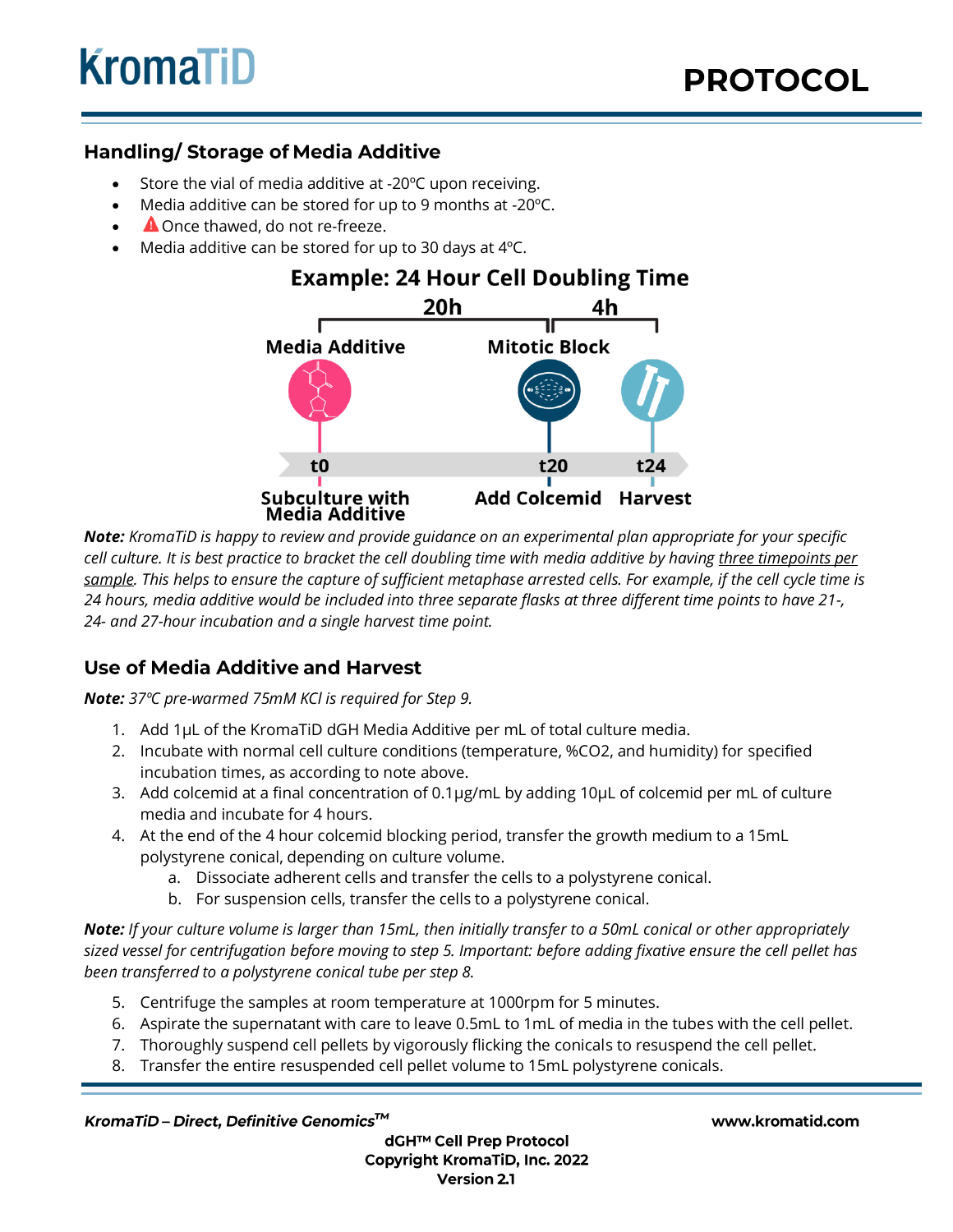## Handling/ Storage of Media Additive

- Store the vial of media additive at -20ºC upon receiving.
- Media additive can be stored for up to 9 months at -20ºC.
- ⚠ Once thawed, do not re-freeze.
- Media additive can be stored for up to 30 days at 4ºC.

**Example: 24 Hour Cell Doubling Time**

20h | 4h

Media Additive — t0 — Subculture with Media Additive

Mitotic Block — t20 — Add Colcemid

t24 — Harvest

***Note:*** *KromaTiD is happy to review and provide guidance on an experimental plan appropriate for your specific cell culture. It is best practice to bracket the cell doubling time with media additive by having <u>three timepoints per sample</u>. This helps to ensure the capture of sufficient metaphase arrested cells. For example, if the cell cycle time is 24 hours, media additive would be included into three separate flasks at three different time points to have 21-, 24- and 27-hour incubation and a single harvest time point.*

## Use of Media Additive and Harvest

***Note:*** *37ºC pre-warmed 75mM KCl is required for Step 9.*

1. Add 1µL of the KromaTiD dGH Media Additive per mL of total culture media.
2. Incubate with normal cell culture conditions (temperature, %$CO_2$, and humidity) for specified incubation times, as according to note above.
3. Add colcemid at a final concentration of 0.1µg/mL by adding 10µL of colcemid per mL of culture media and incubate for 4 hours.
4. At the end of the 4 hour colcemid blocking period, transfer the growth medium to a 15mL polystyrene conical, depending on culture volume.
   a. Dissociate adherent cells and transfer the cells to a polystyrene conical.
   b. For suspension cells, transfer the cells to a polystyrene conical.

***Note:*** *If your culture volume is larger than 15mL, then initially transfer to a 50mL conical or other appropriately sized vessel for centrifugation before moving to step 5. Important: before adding fixative ensure the cell pellet has been transferred to a polystyrene conical tube per step 8.*

5. Centrifuge the samples at room temperature at 1000rpm for 5 minutes.
6. Aspirate the supernatant with care to leave 0.5mL to 1mL of media in the tubes with the cell pellet.
7. Thoroughly suspend cell pellets by vigorously flicking the conicals to resuspend the cell pellet.
8. Transfer the entire resuspended cell pellet volume to 15mL polystyrene conicals.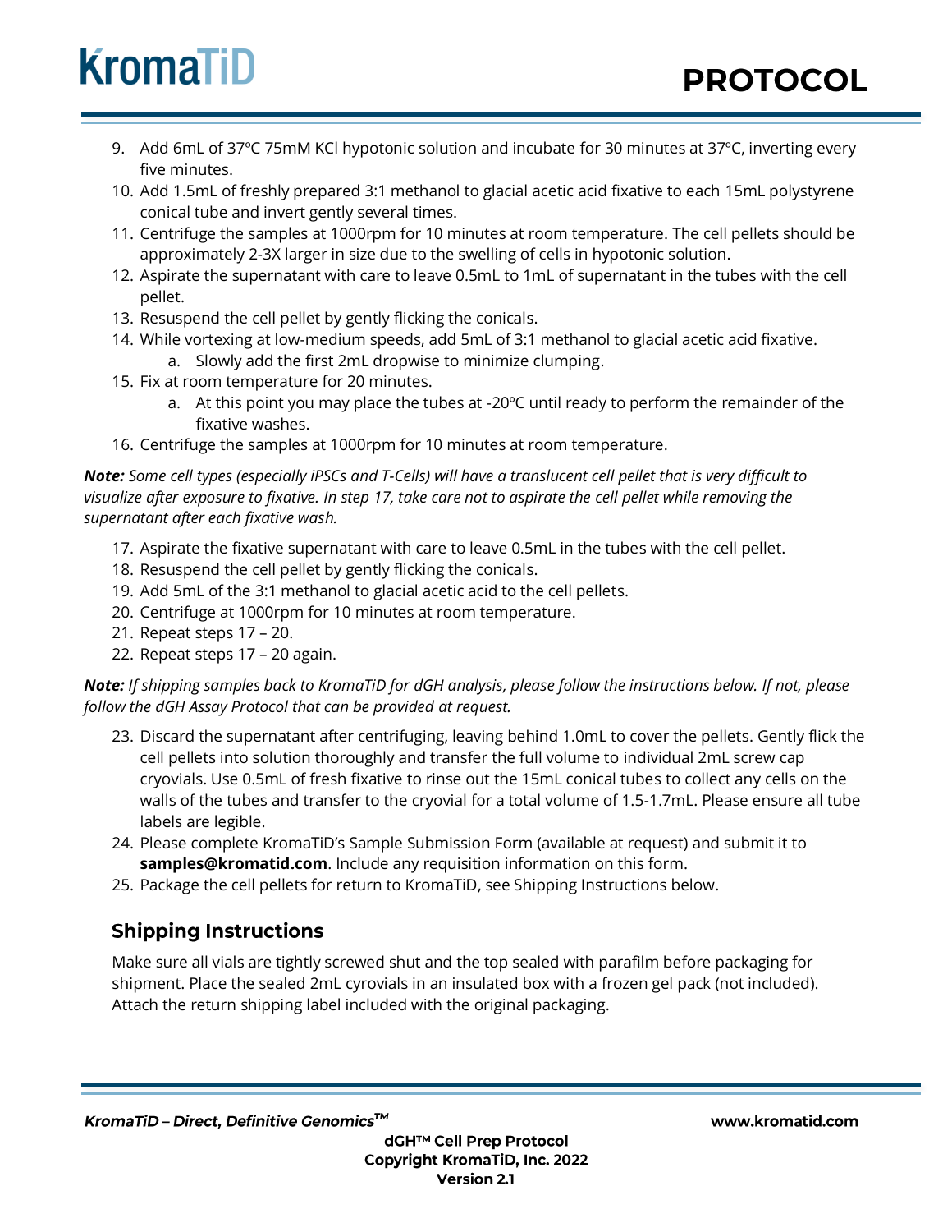9. Add 6mL of 37ºC 75mM KCl hypotonic solution and incubate for 30 minutes at 37ºC, inverting every five minutes.
10. Add 1.5mL of freshly prepared 3:1 methanol to glacial acetic acid fixative to each 15mL polystyrene conical tube and invert gently several times.
11. Centrifuge the samples at 1000rpm for 10 minutes at room temperature. The cell pellets should be approximately 2-3X larger in size due to the swelling of cells in hypotonic solution.
12. Aspirate the supernatant with care to leave 0.5mL to 1mL of supernatant in the tubes with the cell pellet.
13. Resuspend the cell pellet by gently flicking the conicals.
14. While vortexing at low-medium speeds, add 5mL of 3:1 methanol to glacial acetic acid fixative.
    a. Slowly add the first 2mL dropwise to minimize clumping.
15. Fix at room temperature for 20 minutes.
    a. At this point you may place the tubes at -20ºC until ready to perform the remainder of the fixative washes.
16. Centrifuge the samples at 1000rpm for 10 minutes at room temperature.

***Note:*** *Some cell types (especially iPSCs and T-Cells) will have a translucent cell pellet that is very difficult to visualize after exposure to fixative. In step 17, take care not to aspirate the cell pellet while removing the supernatant after each fixative wash.*

17. Aspirate the fixative supernatant with care to leave 0.5mL in the tubes with the cell pellet.
18. Resuspend the cell pellet by gently flicking the conicals.
19. Add 5mL of the 3:1 methanol to glacial acetic acid to the cell pellets.
20. Centrifuge at 1000rpm for 10 minutes at room temperature.
21. Repeat steps 17 – 20.
22. Repeat steps 17 – 20 again.

***Note:*** *If shipping samples back to KromaTiD for dGH analysis, please follow the instructions below. If not, please follow the dGH Assay Protocol that can be provided at request.*

23. Discard the supernatant after centrifuging, leaving behind 1.0mL to cover the pellets. Gently flick the cell pellets into solution thoroughly and transfer the full volume to individual 2mL screw cap cryovials. Use 0.5mL of fresh fixative to rinse out the 15mL conical tubes to collect any cells on the walls of the tubes and transfer to the cryovial for a total volume of 1.5-1.7mL. Please ensure all tube labels are legible.
24. Please complete KromaTiD's Sample Submission Form (available at request) and submit it to **samples@kromatid.com**. Include any requisition information on this form.
25. Package the cell pellets for return to KromaTiD, see Shipping Instructions below.

## Shipping Instructions

Make sure all vials are tightly screwed shut and the top sealed with parafilm before packaging for shipment. Place the sealed 2mL cyrovials in an insulated box with a frozen gel pack (not included). Attach the return shipping label included with the original packaging.